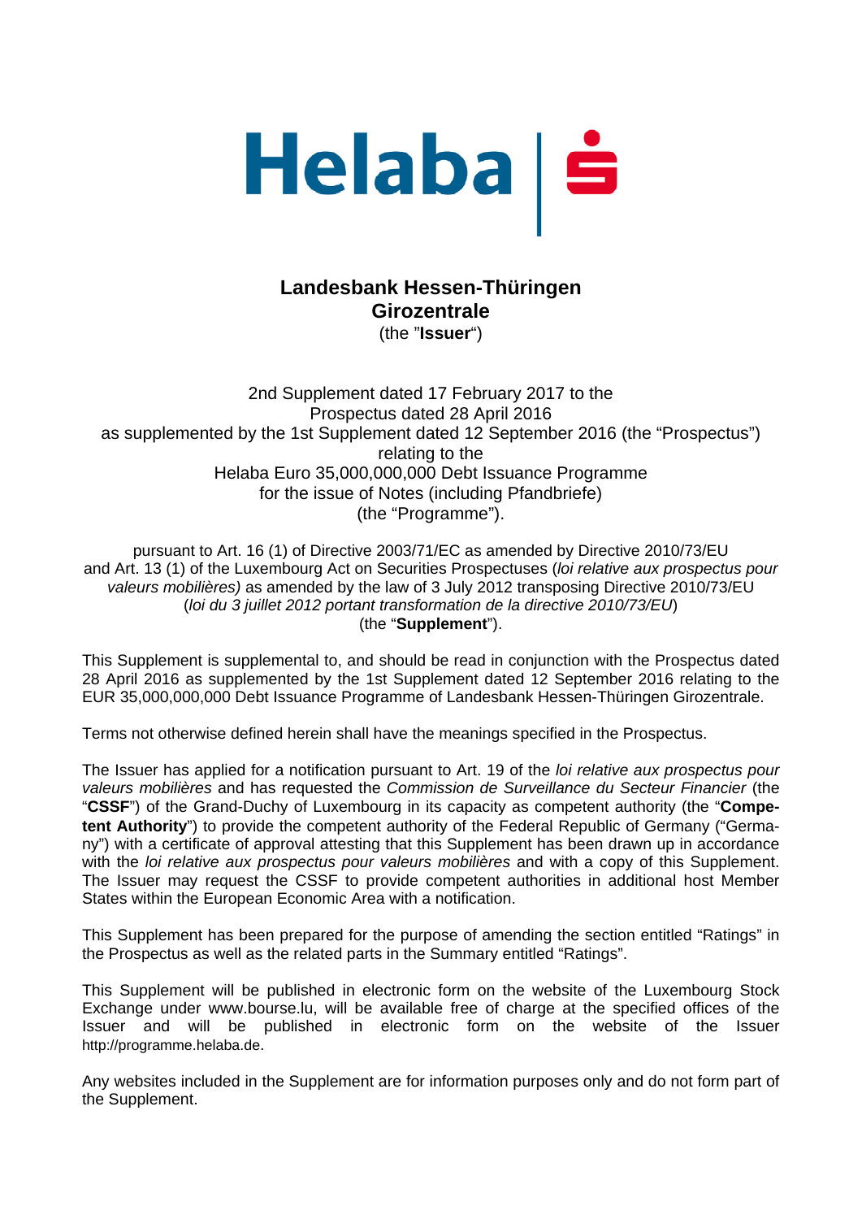Helaba | Ṡ

**Landesbank Hessen-Thüringen Girozentrale**
(the "**Issuer**")

2nd Supplement dated 17 February 2017 to the
Prospectus dated 28 April 2016
as supplemented by the 1st Supplement dated 12 September 2016 (the "Prospectus")
relating to the
Helaba Euro 35,000,000,000 Debt Issuance Programme
for the issue of Notes (including Pfandbriefe)
(the "Programme").

pursuant to Art. 16 (1) of Directive 2003/71/EC as amended by Directive 2010/73/EU and Art. 13 (1) of the Luxembourg Act on Securities Prospectuses (*loi relative aux prospectus pour valeurs mobilières)* as amended by the law of 3 July 2012 transposing Directive 2010/73/EU (*loi du 3 juillet 2012 portant transformation de la directive 2010/73/EU*)
(the "**Supplement**").

This Supplement is supplemental to, and should be read in conjunction with the Prospectus dated 28 April 2016 as supplemented by the 1st Supplement dated 12 September 2016 relating to the EUR 35,000,000,000 Debt Issuance Programme of Landesbank Hessen-Thüringen Girozentrale.

Terms not otherwise defined herein shall have the meanings specified in the Prospectus.

The Issuer has applied for a notification pursuant to Art. 19 of the *loi relative aux prospectus pour valeurs mobilières* and has requested the *Commission de Surveillance du Secteur Financier* (the "**CSSF**") of the Grand-Duchy of Luxembourg in its capacity as competent authority (the "**Competent Authority**") to provide the competent authority of the Federal Republic of Germany ("Germany") with a certificate of approval attesting that this Supplement has been drawn up in accordance with the *loi relative aux prospectus pour valeurs mobilières* and with a copy of this Supplement. The Issuer may request the CSSF to provide competent authorities in additional host Member States within the European Economic Area with a notification.

This Supplement has been prepared for the purpose of amending the section entitled "Ratings" in the Prospectus as well as the related parts in the Summary entitled "Ratings".

This Supplement will be published in electronic form on the website of the Luxembourg Stock Exchange under www.bourse.lu, will be available free of charge at the specified offices of the Issuer and will be published in electronic form on the website of the Issuer http://programme.helaba.de.

Any websites included in the Supplement are for information purposes only and do not form part of the Supplement.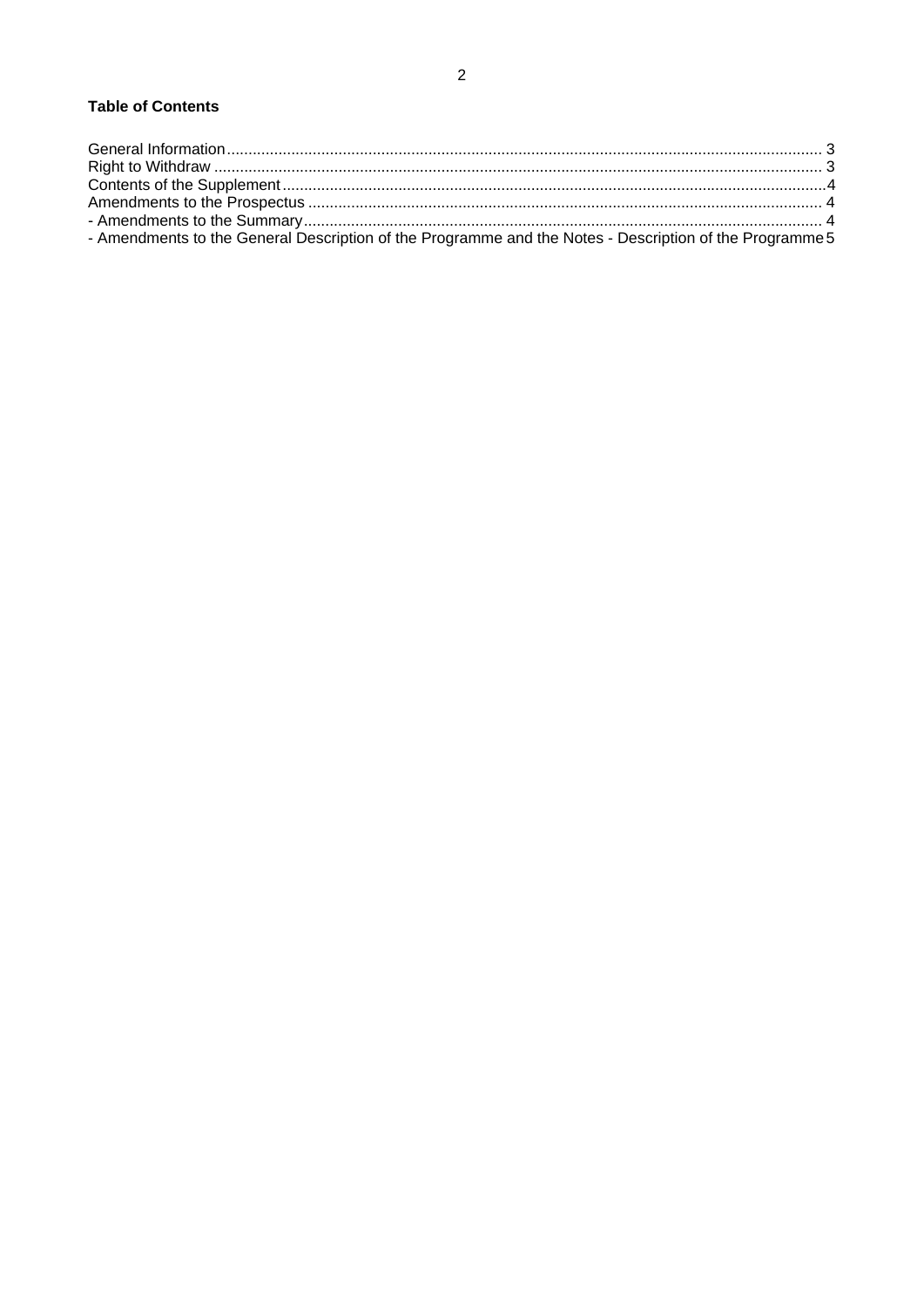**Table of Contents**

General Information ... 3
Right to Withdraw ... 3
Contents of the Supplement ... 4
Amendments to the Prospectus ... 4
- Amendments to the Summary ... 4
- Amendments to the General Description of the Programme and the Notes - Description of the Programme 5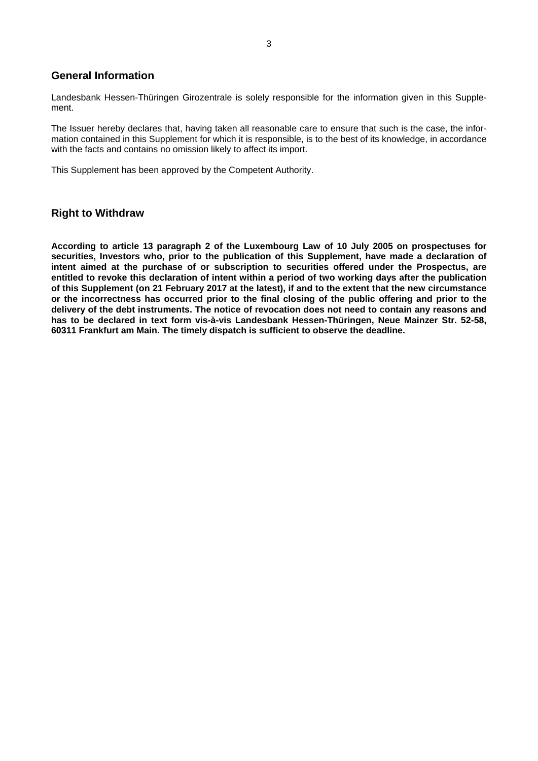## General Information

Landesbank Hessen-Thüringen Girozentrale is solely responsible for the information given in this Supplement.

The Issuer hereby declares that, having taken all reasonable care to ensure that such is the case, the information contained in this Supplement for which it is responsible, is to the best of its knowledge, in accordance with the facts and contains no omission likely to affect its import.

This Supplement has been approved by the Competent Authority.

## Right to Withdraw

**According to article 13 paragraph 2 of the Luxembourg Law of 10 July 2005 on prospectuses for securities, Investors who, prior to the publication of this Supplement, have made a declaration of intent aimed at the purchase of or subscription to securities offered under the Prospectus, are entitled to revoke this declaration of intent within a period of two working days after the publication of this Supplement (on 21 February 2017 at the latest), if and to the extent that the new circumstance or the incorrectness has occurred prior to the final closing of the public offering and prior to the delivery of the debt instruments. The notice of revocation does not need to contain any reasons and has to be declared in text form vis-à-vis Landesbank Hessen-Thüringen, Neue Mainzer Str. 52-58, 60311 Frankfurt am Main. The timely dispatch is sufficient to observe the deadline.**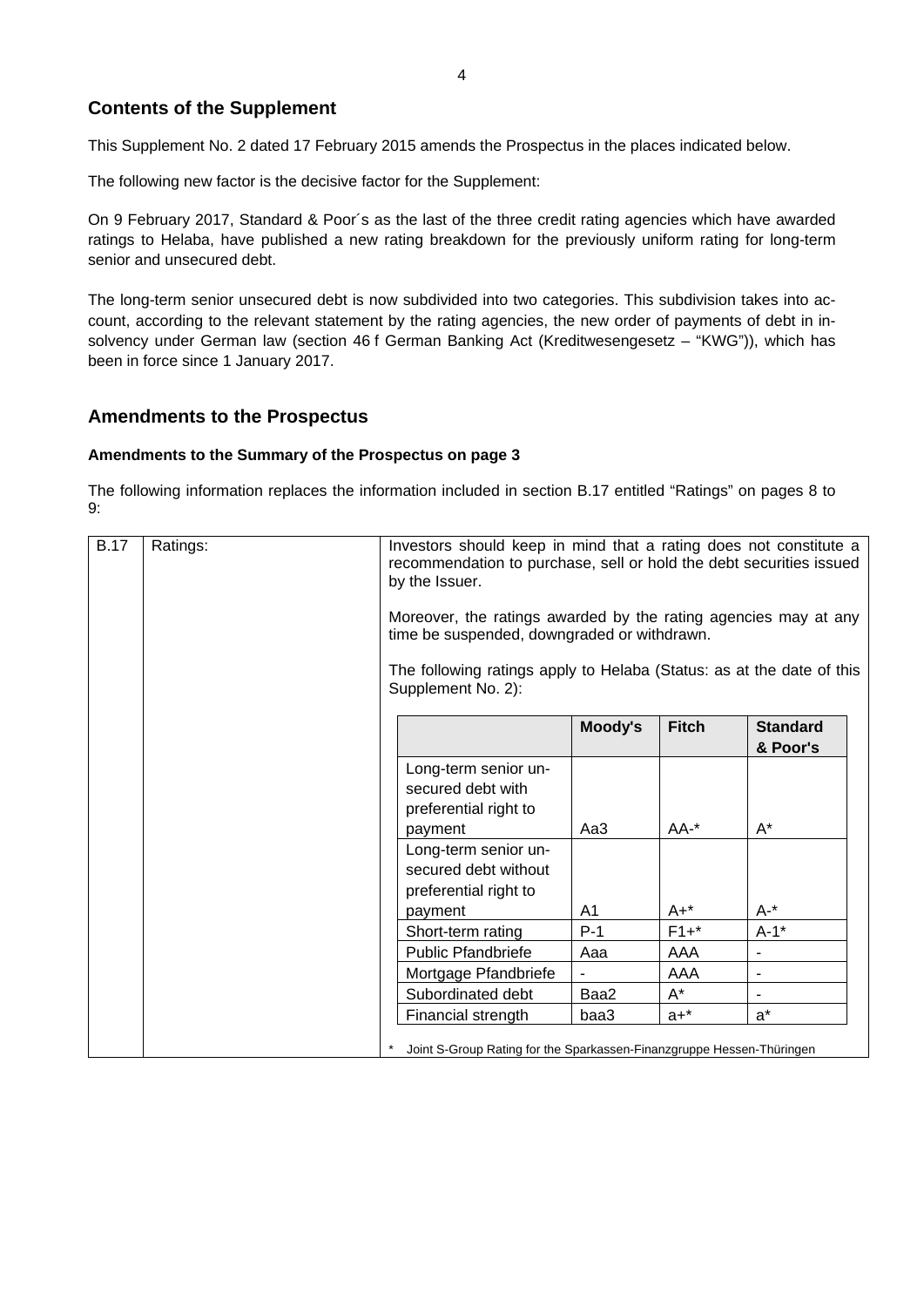## Contents of the Supplement

This Supplement No. 2 dated 17 February 2015 amends the Prospectus in the places indicated below.

The following new factor is the decisive factor for the Supplement:

On 9 February 2017, Standard & Poor´s as the last of the three credit rating agencies which have awarded ratings to Helaba, have published a new rating breakdown for the previously uniform rating for long-term senior and unsecured debt.

The long-term senior unsecured debt is now subdivided into two categories. This subdivision takes into account, according to the relevant statement by the rating agencies, the new order of payments of debt in insolvency under German law (section 46 f German Banking Act (Kreditwesengesetz – "KWG")), which has been in force since 1 January 2017.

## Amendments to the Prospectus

### Amendments to the Summary of the Prospectus on page 3

The following information replaces the information included in section B.17 entitled "Ratings" on pages 8 to 9:

| B.17 | Ratings: | Investors should keep in mind that a rating does not constitute a recommendation to purchase, sell or hold the debt securities issued by the Issuer.<br><br>Moreover, the ratings awarded by the rating agencies may at any time be suspended, downgraded or withdrawn.<br><br>The following ratings apply to Helaba (Status: as at the date of this Supplement No. 2): |
|---|---|---|

| | Moody's | Fitch | Standard & Poor's |
|---|---|---|---|
| Long-term senior unsecured debt with preferential right to payment | Aa3 | AA-* | A* |
| Long-term senior unsecured debt without preferential right to payment | A1 | A+* | A-* |
| Short-term rating | P-1 | F1+* | A-1* |
| Public Pfandbriefe | Aaa | AAA | - |
| Mortgage Pfandbriefe | - | AAA | - |
| Subordinated debt | Baa2 | A* | - |
| Financial strength | baa3 | a+* | a* |

\* Joint S-Group Rating for the Sparkassen-Finanzgruppe Hessen-Thüringen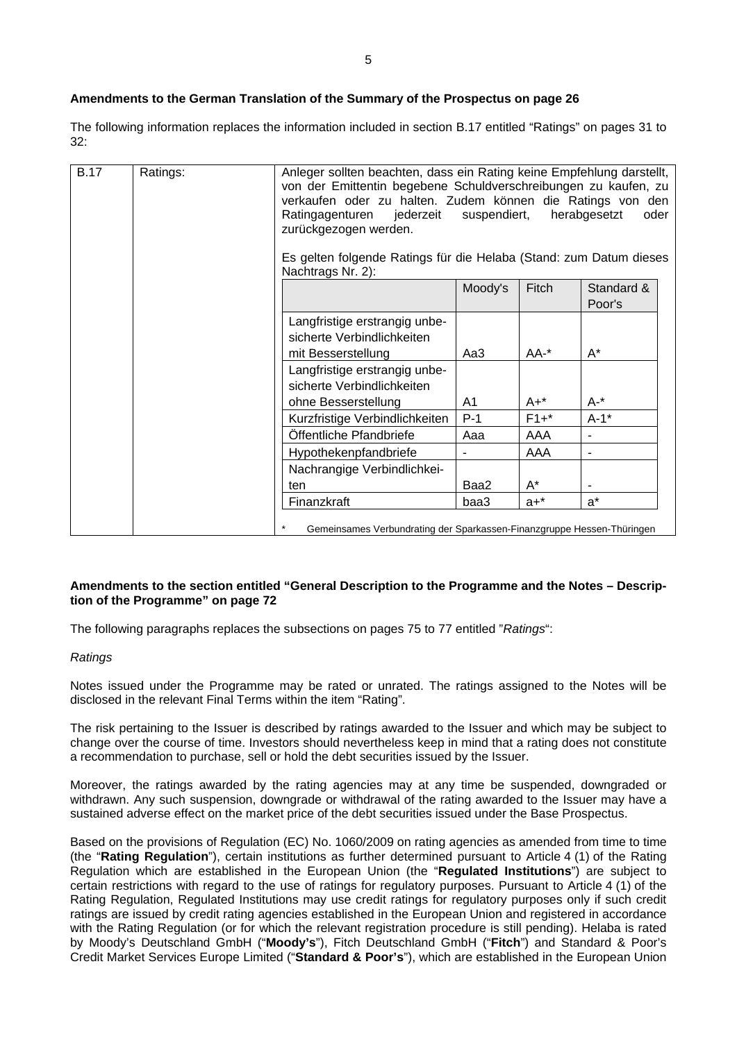**Amendments to the German Translation of the Summary of the Prospectus on page 26**

The following information replaces the information included in section B.17 entitled "Ratings" on pages 31 to 32:

| B.17 | Ratings: | Anleger sollten beachten, dass ein Rating keine Empfehlung darstellt, von der Emittentin begebene Schuldverschreibungen zu kaufen, zu verkaufen oder zu halten. Zudem können die Ratings von den Ratingagenturen jederzeit suspendiert, herabgesetzt oder zurückgezogen werden.<br><br>Es gelten folgende Ratings für die Helaba (Stand: zum Datum dieses Nachtrags Nr. 2): |
|---|---|---|

| | Moody's | Fitch | Standard & Poor's |
|---|---|---|---|
| Langfristige erstrangig unbesicherte Verbindlichkeiten mit Besserstellung | Aa3 | AA-* | A* |
| Langfristige erstrangig unbesicherte Verbindlichkeiten ohne Besserstellung | A1 | A+* | A-* |
| Kurzfristige Verbindlichkeiten | P-1 | F1+* | A-1* |
| Öffentliche Pfandbriefe | Aaa | AAA | - |
| Hypothekenpfandbriefe | - | AAA | - |
| Nachrangige Verbindlichkeiten | Baa2 | A* | - |
| Finanzkraft | baa3 | a+* | a* |

\* Gemeinsames Verbundrating der Sparkassen-Finanzgruppe Hessen-Thüringen

**Amendments to the section entitled "General Description to the Programme and the Notes – Description of the Programme" on page 72**

The following paragraphs replaces the subsections on pages 75 to 77 entitled "*Ratings*":

*Ratings*

Notes issued under the Programme may be rated or unrated. The ratings assigned to the Notes will be disclosed in the relevant Final Terms within the item "Rating".

The risk pertaining to the Issuer is described by ratings awarded to the Issuer and which may be subject to change over the course of time. Investors should nevertheless keep in mind that a rating does not constitute a recommendation to purchase, sell or hold the debt securities issued by the Issuer.

Moreover, the ratings awarded by the rating agencies may at any time be suspended, downgraded or withdrawn. Any such suspension, downgrade or withdrawal of the rating awarded to the Issuer may have a sustained adverse effect on the market price of the debt securities issued under the Base Prospectus.

Based on the provisions of Regulation (EC) No. 1060/2009 on rating agencies as amended from time to time (the "**Rating Regulation**"), certain institutions as further determined pursuant to Article 4 (1) of the Rating Regulation which are established in the European Union (the "**Regulated Institutions**") are subject to certain restrictions with regard to the use of ratings for regulatory purposes. Pursuant to Article 4 (1) of the Rating Regulation, Regulated Institutions may use credit ratings for regulatory purposes only if such credit ratings are issued by credit rating agencies established in the European Union and registered in accordance with the Rating Regulation (or for which the relevant registration procedure is still pending). Helaba is rated by Moody's Deutschland GmbH ("**Moody's**"), Fitch Deutschland GmbH ("**Fitch**") and Standard & Poor's Credit Market Services Europe Limited ("**Standard & Poor's**"), which are established in the European Union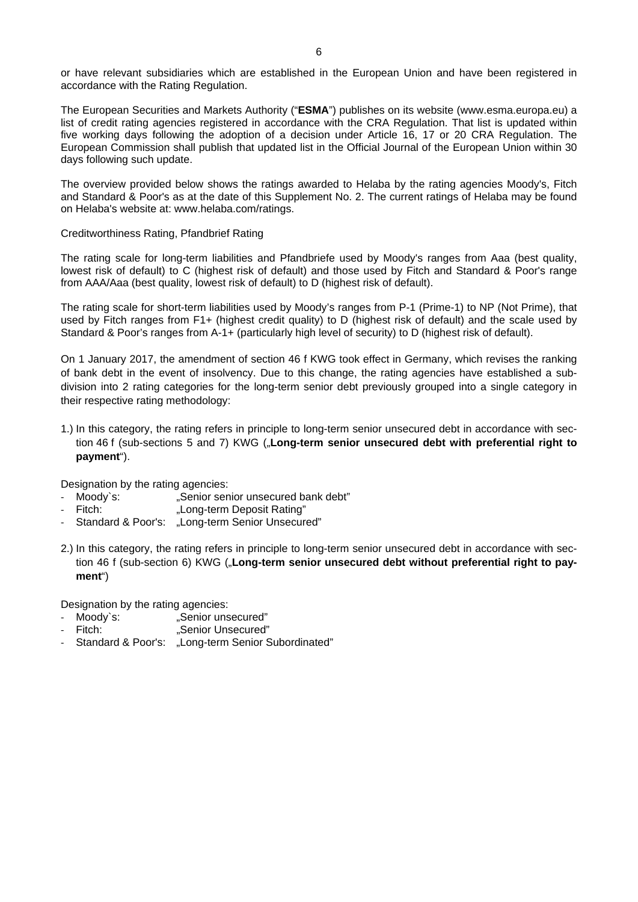or have relevant subsidiaries which are established in the European Union and have been registered in accordance with the Rating Regulation.

The European Securities and Markets Authority ("**ESMA**") publishes on its website (www.esma.europa.eu) a list of credit rating agencies registered in accordance with the CRA Regulation. That list is updated within five working days following the adoption of a decision under Article 16, 17 or 20 CRA Regulation. The European Commission shall publish that updated list in the Official Journal of the European Union within 30 days following such update.

The overview provided below shows the ratings awarded to Helaba by the rating agencies Moody's, Fitch and Standard & Poor's as at the date of this Supplement No. 2. The current ratings of Helaba may be found on Helaba's website at: www.helaba.com/ratings.

Creditworthiness Rating, Pfandbrief Rating

The rating scale for long-term liabilities and Pfandbriefe used by Moody's ranges from Aaa (best quality, lowest risk of default) to C (highest risk of default) and those used by Fitch and Standard & Poor's range from AAA/Aaa (best quality, lowest risk of default) to D (highest risk of default).

The rating scale for short-term liabilities used by Moody's ranges from P-1 (Prime-1) to NP (Not Prime), that used by Fitch ranges from F1+ (highest credit quality) to D (highest risk of default) and the scale used by Standard & Poor's ranges from A-1+ (particularly high level of security) to D (highest risk of default).

On 1 January 2017, the amendment of section 46 f KWG took effect in Germany, which revises the ranking of bank debt in the event of insolvency. Due to this change, the rating agencies have established a sub-division into 2 rating categories for the long-term senior debt previously grouped into a single category in their respective rating methodology:

1.) In this category, the rating refers in principle to long-term senior unsecured debt in accordance with section 46 f (sub-sections 5 and 7) KWG („**Long-term senior unsecured debt with preferential right to payment**").

Designation by the rating agencies:

- Moody`s: „Senior senior unsecured bank debt"
- Fitch: „Long-term Deposit Rating"
- Standard & Poor's: „Long-term Senior Unsecured"

2.) In this category, the rating refers in principle to long-term senior unsecured debt in accordance with section 46 f (sub-section 6) KWG („**Long-term senior unsecured debt without preferential right to payment**")

Designation by the rating agencies:

- Moody`s: „Senior unsecured"
- Fitch: „Senior Unsecured"
- Standard & Poor's: „Long-term Senior Subordinated"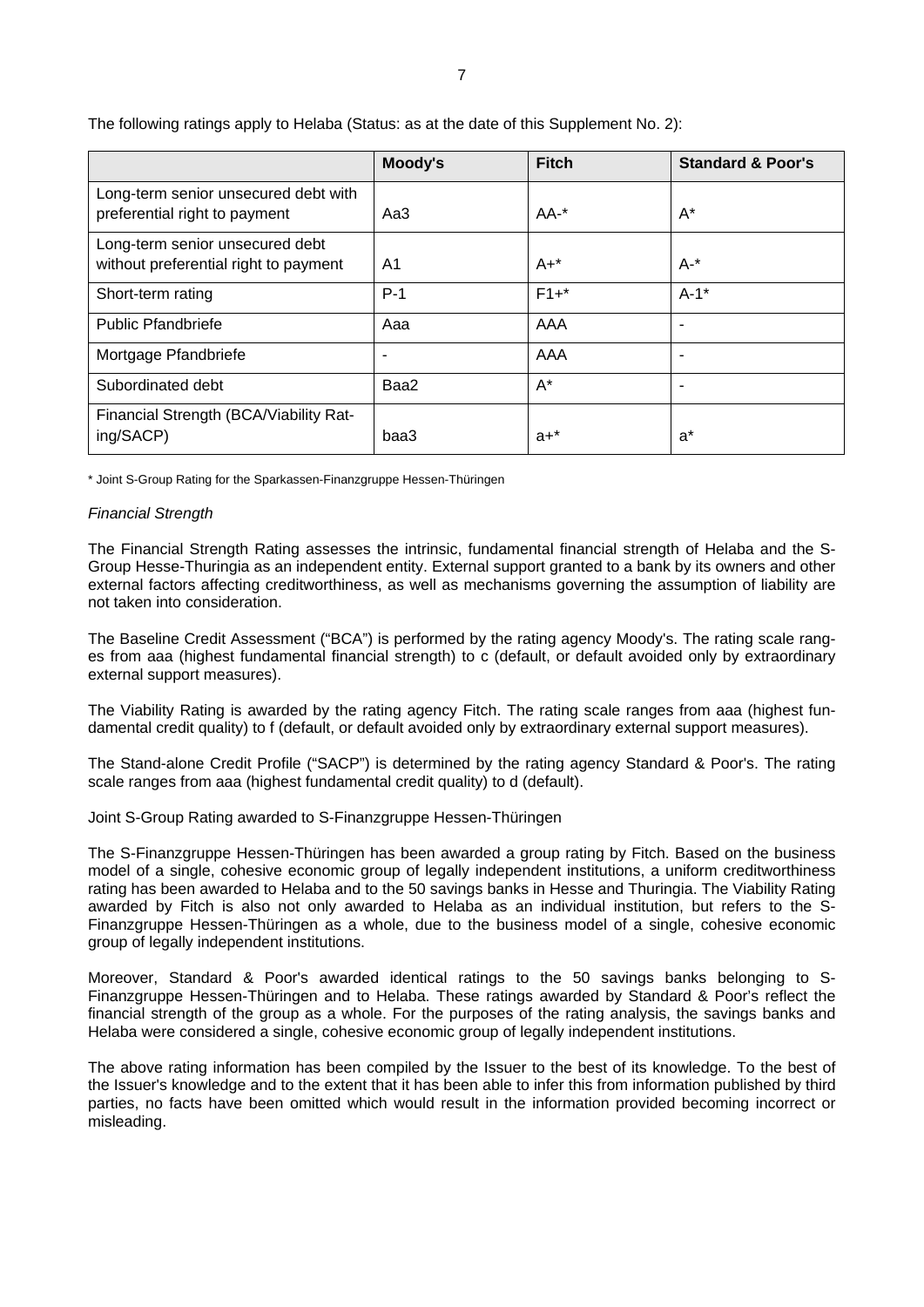The following ratings apply to Helaba (Status: as at the date of this Supplement No. 2):

| | Moody's | Fitch | Standard & Poor's |
|---|---|---|---|
| Long-term senior unsecured debt with preferential right to payment | Aa3 | AA-* | A* |
| Long-term senior unsecured debt without preferential right to payment | A1 | A+* | A-* |
| Short-term rating | P-1 | F1+* | A-1* |
| Public Pfandbriefe | Aaa | AAA | - |
| Mortgage Pfandbriefe | - | AAA | - |
| Subordinated debt | Baa2 | A* | - |
| Financial Strength (BCA/Viability Rating/SACP) | baa3 | a+* | a* |

\* Joint S-Group Rating for the Sparkassen-Finanzgruppe Hessen-Thüringen

*Financial Strength*

The Financial Strength Rating assesses the intrinsic, fundamental financial strength of Helaba and the S-Group Hesse-Thuringia as an independent entity. External support granted to a bank by its owners and other external factors affecting creditworthiness, as well as mechanisms governing the assumption of liability are not taken into consideration.

The Baseline Credit Assessment ("BCA") is performed by the rating agency Moody's. The rating scale ranges from aaa (highest fundamental financial strength) to c (default, or default avoided only by extraordinary external support measures).

The Viability Rating is awarded by the rating agency Fitch. The rating scale ranges from aaa (highest fundamental credit quality) to f (default, or default avoided only by extraordinary external support measures).

The Stand-alone Credit Profile ("SACP") is determined by the rating agency Standard & Poor's. The rating scale ranges from aaa (highest fundamental credit quality) to d (default).

Joint S-Group Rating awarded to S-Finanzgruppe Hessen-Thüringen

The S-Finanzgruppe Hessen-Thüringen has been awarded a group rating by Fitch. Based on the business model of a single, cohesive economic group of legally independent institutions, a uniform creditworthiness rating has been awarded to Helaba and to the 50 savings banks in Hesse and Thuringia. The Viability Rating awarded by Fitch is also not only awarded to Helaba as an individual institution, but refers to the S-Finanzgruppe Hessen-Thüringen as a whole, due to the business model of a single, cohesive economic group of legally independent institutions.

Moreover, Standard & Poor's awarded identical ratings to the 50 savings banks belonging to S-Finanzgruppe Hessen-Thüringen and to Helaba. These ratings awarded by Standard & Poor's reflect the financial strength of the group as a whole. For the purposes of the rating analysis, the savings banks and Helaba were considered a single, cohesive economic group of legally independent institutions.

The above rating information has been compiled by the Issuer to the best of its knowledge. To the best of the Issuer's knowledge and to the extent that it has been able to infer this from information published by third parties, no facts have been omitted which would result in the information provided becoming incorrect or misleading.